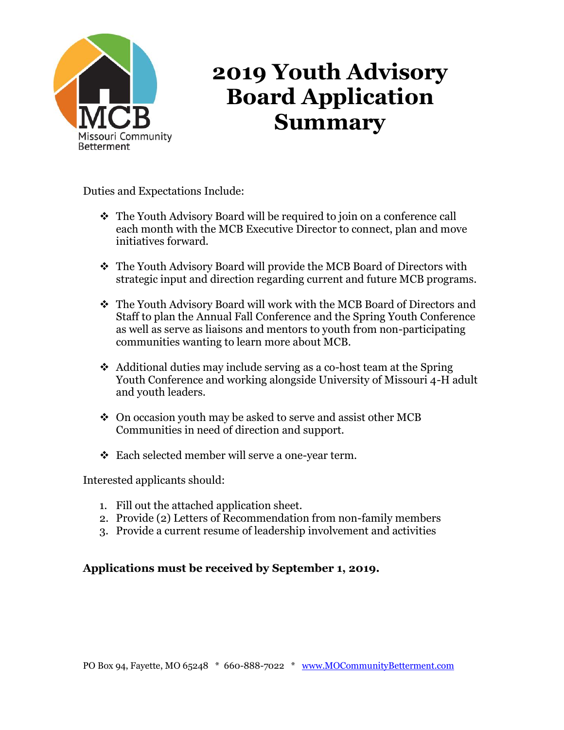# 2019 Youth Advisory Board Application Summary

Duties and Expectations Include:

- The Youth Advisory Board will be required to join on a conference call each month with the MCB Executive Director to connect, plan and move initiatives forward.
- The Youth Advisory Board will provide the MCB Board of Directors with strategic input and direction regarding current and future MCB programs.
- The Youth Advisory Board will work with the MCB Board of Directors and Staff to plan the Annual Fall Conference and the Spring Youth Conference as well as serve as liaisons and mentors to youth from non-participating communities wanting to learn more about MCB.
- Additional duties may include serving as a co-host team at the Spring Youth Conference and working alongside University of Missouri 4-H adult and youth leaders.
- On occasion youth may be asked to serve and assist other MCB Communities in need of direction and support.
- Each selected member will serve a one-year term.

Interested applicants should:

1. Fill out the attached application sheet.
2. Provide (2) Letters of Recommendation from non-family members
3. Provide a current resume of leadership involvement and activities

**Applications must be received by September 1, 2019.**

PO Box 94, Fayette, MO 65248 * 660-888-7022 * www.MOCommunityBetterment.com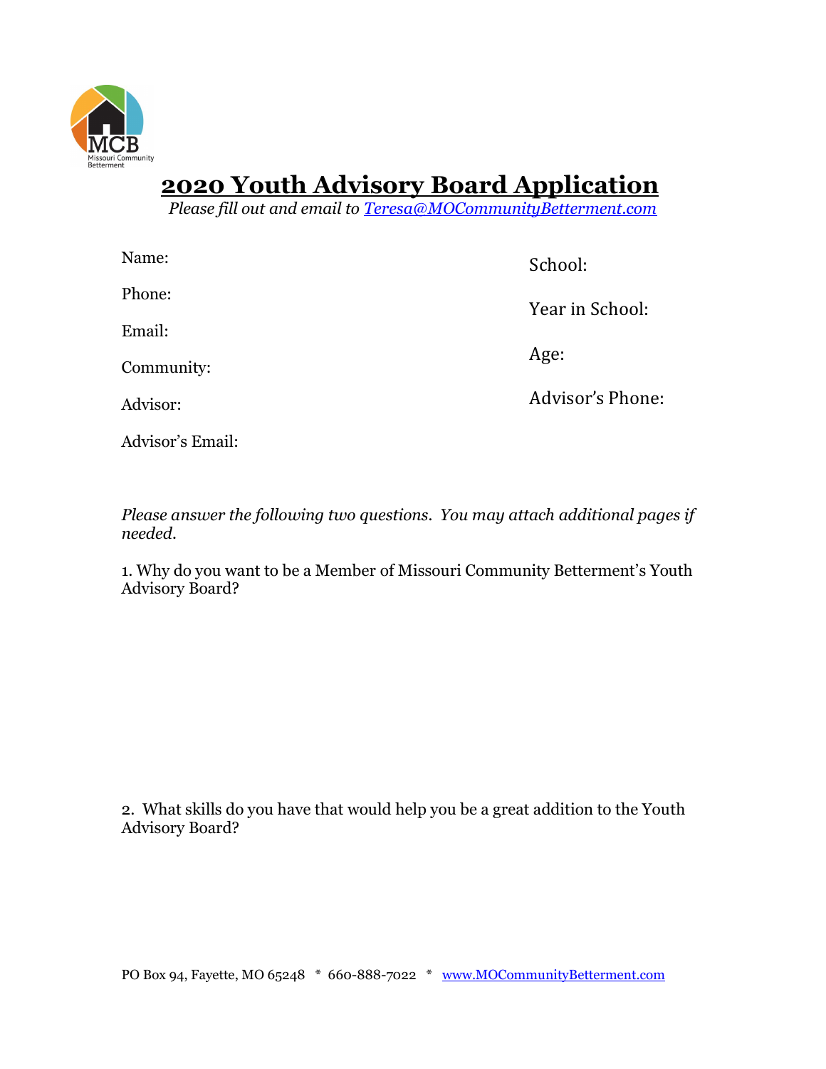# 2020 Youth Advisory Board Application

*Please fill out and email to [Teresa@MOCommunityBetterment.com](mailto:Teresa@MOCommunityBetterment.com)*

Name:

Phone:

Email:

Community:

Advisor:

Advisor's Email:

School:

Year in School:

Age:

Advisor's Phone:

*Please answer the following two questions. You may attach additional pages if needed.*

1. Why do you want to be a Member of Missouri Community Betterment's Youth Advisory Board?

2. What skills do you have that would help you be a great addition to the Youth Advisory Board?

PO Box 94, Fayette, MO 65248 * 660-888-7022 * [www.MOCommunityBetterment.com](http://www.MOCommunityBetterment.com)